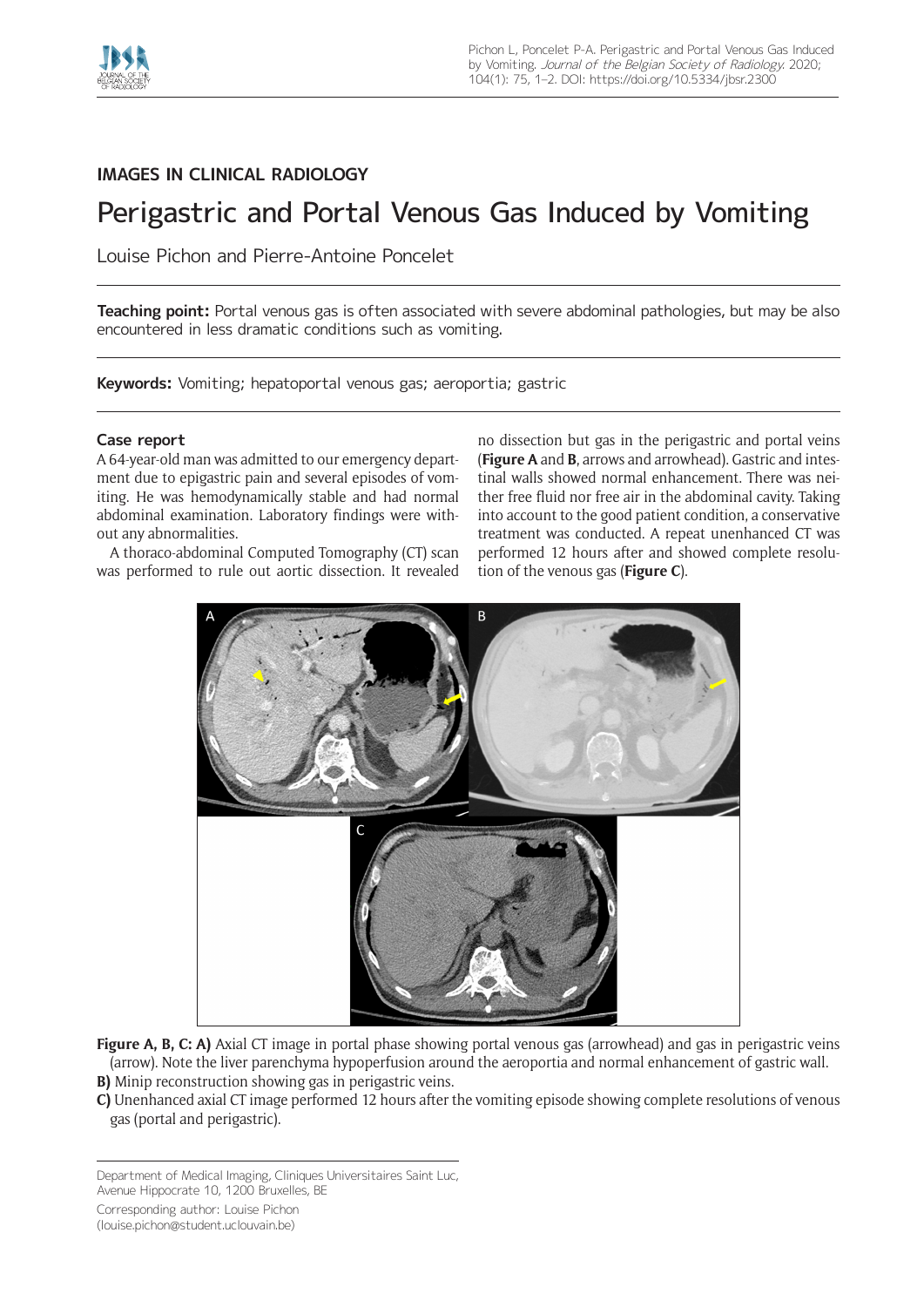IMAGES IN CLINICAL RADIOLOGY

# Perigastric and Portal Venous Gas Induced by Vomiting

Louise Pichon and Pierre-Antoine Poncelet

**Teaching point:** Portal venous gas is often associated with severe abdominal pathologies, but may be also encountered in less dramatic conditions such as vomiting.

**Keywords:** Vomiting; hepatoportal venous gas; aeroportia; gastric

## Case report

A 64-year-old man was admitted to our emergency department due to epigastric pain and several episodes of vomiting. He was hemodynamically stable and had normal abdominal examination. Laboratory findings were without any abnormalities.

A thoraco-abdominal Computed Tomography (CT) scan was performed to rule out aortic dissection. It revealed no dissection but gas in the perigastric and portal veins (**Figure A** and **B**, arrows and arrowhead). Gastric and intestinal walls showed normal enhancement. There was neither free fluid nor free air in the abdominal cavity. Taking into account to the good patient condition, a conservative treatment was conducted. A repeat unenhanced CT was performed 12 hours after and showed complete resolution of the venous gas (**Figure C**).

**Figure A, B, C: A)** Axial CT image in portal phase showing portal venous gas (arrowhead) and gas in perigastric veins (arrow). Note the liver parenchyma hypoperfusion around the aeroportia and normal enhancement of gastric wall.
**B)** Minip reconstruction showing gas in perigastric veins.
**C)** Unenhanced axial CT image performed 12 hours after the vomiting episode showing complete resolutions of venous gas (portal and perigastric).

Department of Medical Imaging, Cliniques Universitaires Saint Luc, Avenue Hippocrate 10, 1200 Bruxelles, BE

Corresponding author: Louise Pichon (louise.pichon@student.uclouvain.be)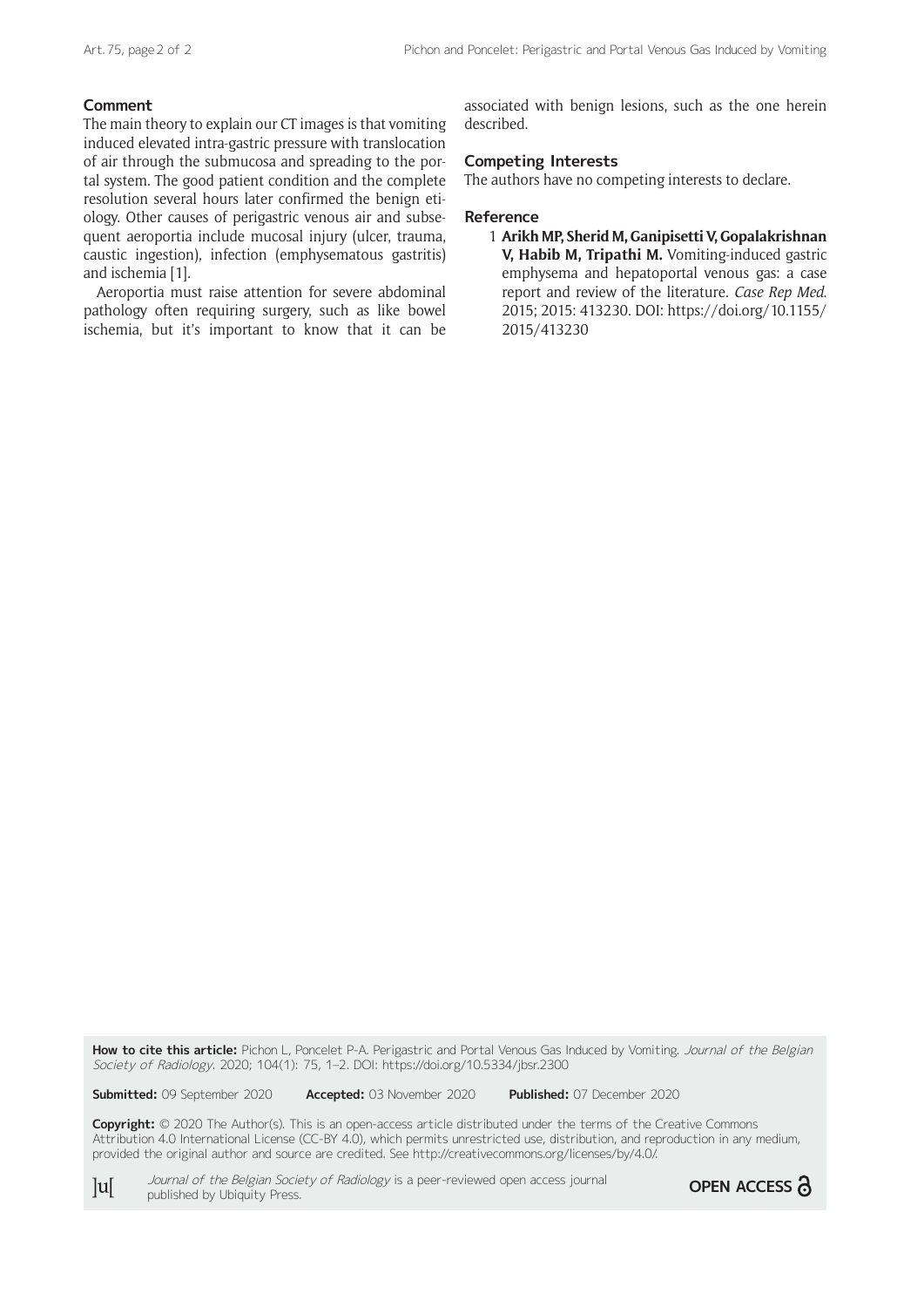## Comment

The main theory to explain our CT images is that vomiting induced elevated intra-gastric pressure with translocation of air through the submucosa and spreading to the portal system. The good patient condition and the complete resolution several hours later confirmed the benign etiology. Other causes of perigastric venous air and subsequent aeroportia include mucosal injury (ulcer, trauma, caustic ingestion), infection (emphysematous gastritis) and ischemia [1].

Aeroportia must raise attention for severe abdominal pathology often requiring surgery, such as like bowel ischemia, but it's important to know that it can be associated with benign lesions, such as the one herein described.

## Competing Interests

The authors have no competing interests to declare.

## Reference

1. **Arikh MP, Sherid M, Ganipisetti V, Gopalakrishnan V, Habib M, Tripathi M.** Vomiting-induced gastric emphysema and hepatoportal venous gas: a case report and review of the literature. *Case Rep Med*. 2015; 2015: 413230. DOI: https://doi.org/10.1155/2015/413230

**How to cite this article:** Pichon L, Poncelet P-A. Perigastric and Portal Venous Gas Induced by Vomiting. *Journal of the Belgian Society of Radiology*. 2020; 104(1): 75, 1–2. DOI: https://doi.org/10.5334/jbsr.2300

**Submitted:** 09 September 2020 **Accepted:** 03 November 2020 **Published:** 07 December 2020

**Copyright:** © 2020 The Author(s). This is an open-access article distributed under the terms of the Creative Commons Attribution 4.0 International License (CC-BY 4.0), which permits unrestricted use, distribution, and reproduction in any medium, provided the original author and source are credited. See http://creativecommons.org/licenses/by/4.0/.

*Journal of the Belgian Society of Radiology* is a peer-reviewed open access journal published by Ubiquity Press.

OPEN ACCESS